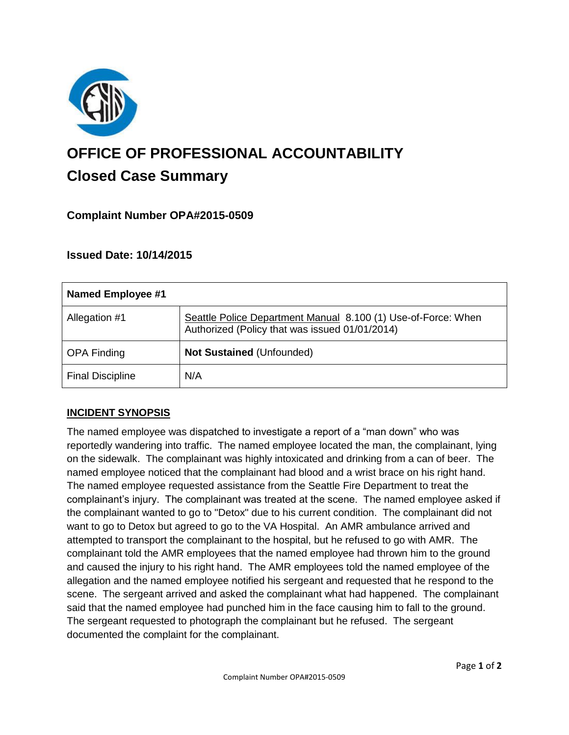# OFFICE OF PROFESSIONAL ACCOUNTABILITY

## Closed Case Summary

### Complaint Number OPA#2015-0509

### Issued Date: 10/14/2015

| Named Employee #1 | |
|---|---|
| Allegation #1 | Seattle Police Department Manual 8.100 (1) Use-of-Force: When Authorized (Policy that was issued 01/01/2014) |
| OPA Finding | **Not Sustained** (Unfounded) |
| Final Discipline | N/A |

**INCIDENT SYNOPSIS**

The named employee was dispatched to investigate a report of a "man down" who was reportedly wandering into traffic. The named employee located the man, the complainant, lying on the sidewalk. The complainant was highly intoxicated and drinking from a can of beer. The named employee noticed that the complainant had blood and a wrist brace on his right hand. The named employee requested assistance from the Seattle Fire Department to treat the complainant's injury. The complainant was treated at the scene. The named employee asked if the complainant wanted to go to "Detox" due to his current condition. The complainant did not want to go to Detox but agreed to go to the VA Hospital. An AMR ambulance arrived and attempted to transport the complainant to the hospital, but he refused to go with AMR. The complainant told the AMR employees that the named employee had thrown him to the ground and caused the injury to his right hand. The AMR employees told the named employee of the allegation and the named employee notified his sergeant and requested that he respond to the scene. The sergeant arrived and asked the complainant what had happened. The complainant said that the named employee had punched him in the face causing him to fall to the ground. The sergeant requested to photograph the complainant but he refused. The sergeant documented the complaint for the complainant.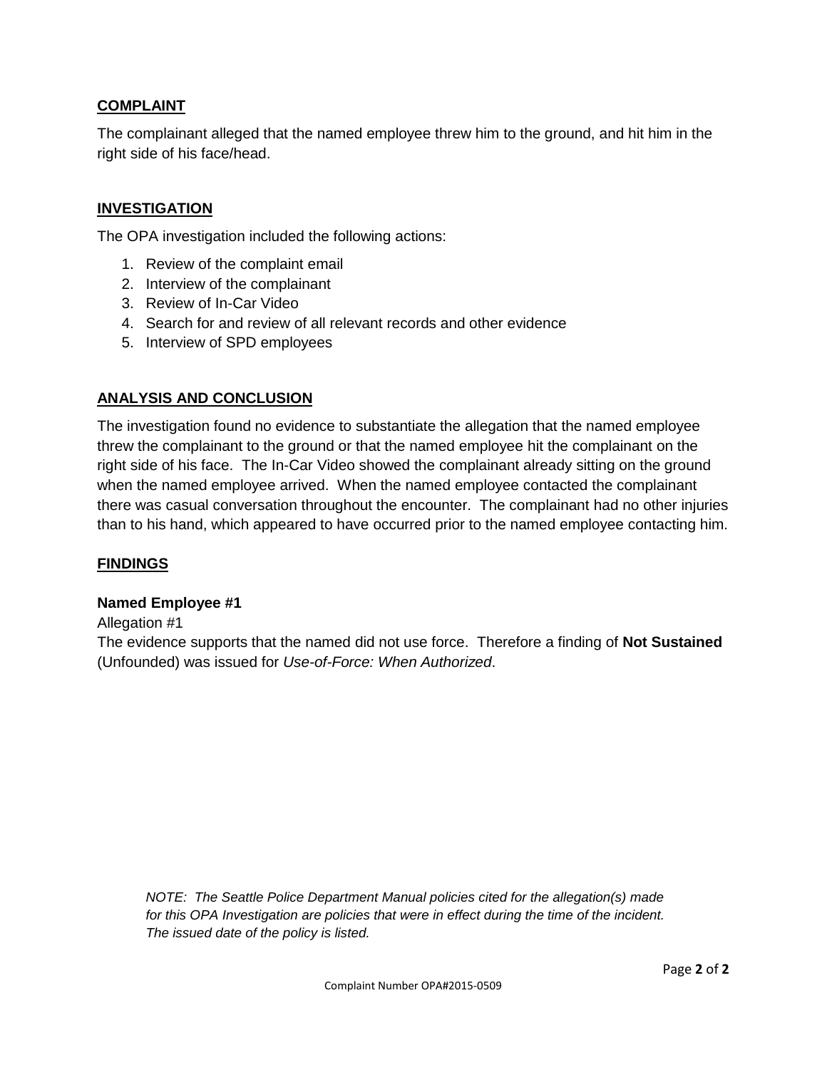## COMPLAINT

The complainant alleged that the named employee threw him to the ground, and hit him in the right side of his face/head.

## INVESTIGATION

The OPA investigation included the following actions:

1. Review of the complaint email
2. Interview of the complainant
3. Review of In-Car Video
4. Search for and review of all relevant records and other evidence
5. Interview of SPD employees

## ANALYSIS AND CONCLUSION

The investigation found no evidence to substantiate the allegation that the named employee threw the complainant to the ground or that the named employee hit the complainant on the right side of his face. The In-Car Video showed the complainant already sitting on the ground when the named employee arrived. When the named employee contacted the complainant there was casual conversation throughout the encounter. The complainant had no other injuries than to his hand, which appeared to have occurred prior to the named employee contacting him.

## FINDINGS

**Named Employee #1**

Allegation #1

The evidence supports that the named did not use force. Therefore a finding of **Not Sustained** (Unfounded) was issued for *Use-of-Force: When Authorized*.

*NOTE: The Seattle Police Department Manual policies cited for the allegation(s) made for this OPA Investigation are policies that were in effect during the time of the incident. The issued date of the policy is listed.*

Complaint Number OPA#2015-0509